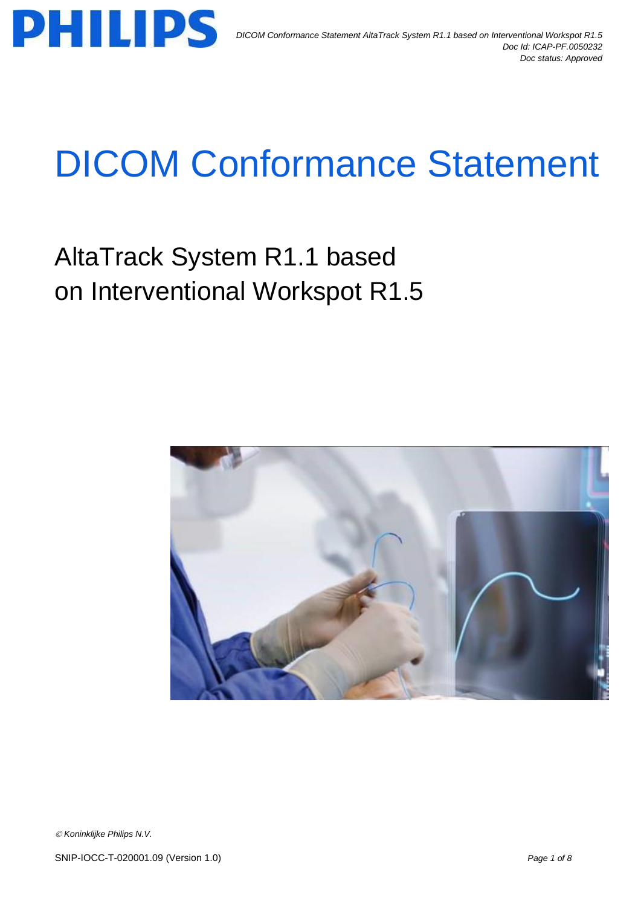# DICOM Conformance Statement

## AltaTrack System R1.1 based on Interventional Workspot R1.5

© Koninklijke Philips N.V.

SNIP-IOCC-T-020001.09 (Version 1.0)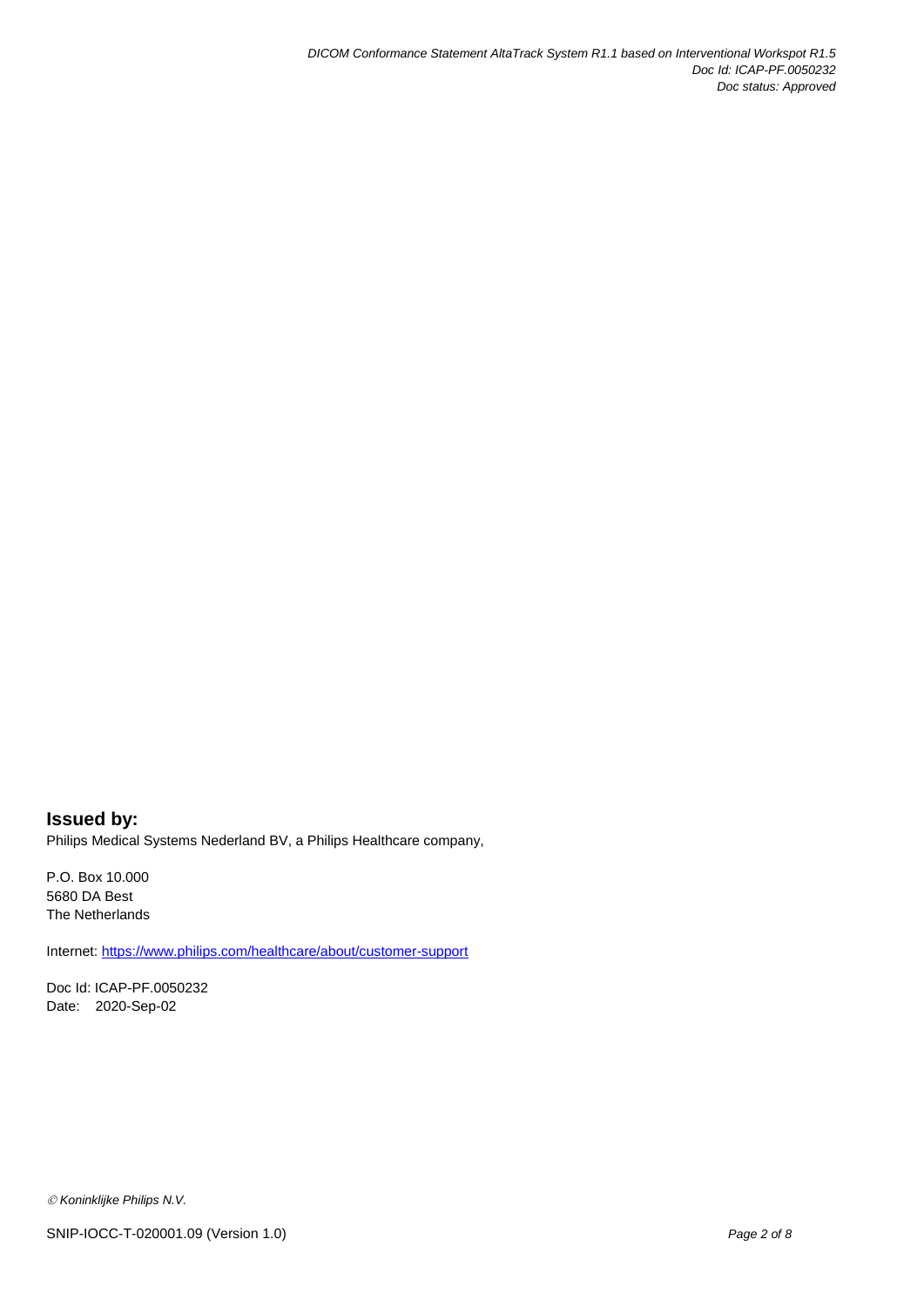**Issued by:**

Philips Medical Systems Nederland BV, a Philips Healthcare company,

P.O. Box 10.000
5680 DA Best
The Netherlands

Internet: https://www.philips.com/healthcare/about/customer-support

Doc Id: ICAP-PF.0050232
Date: 2020-Sep-02

*© Koninklijke Philips N.V.*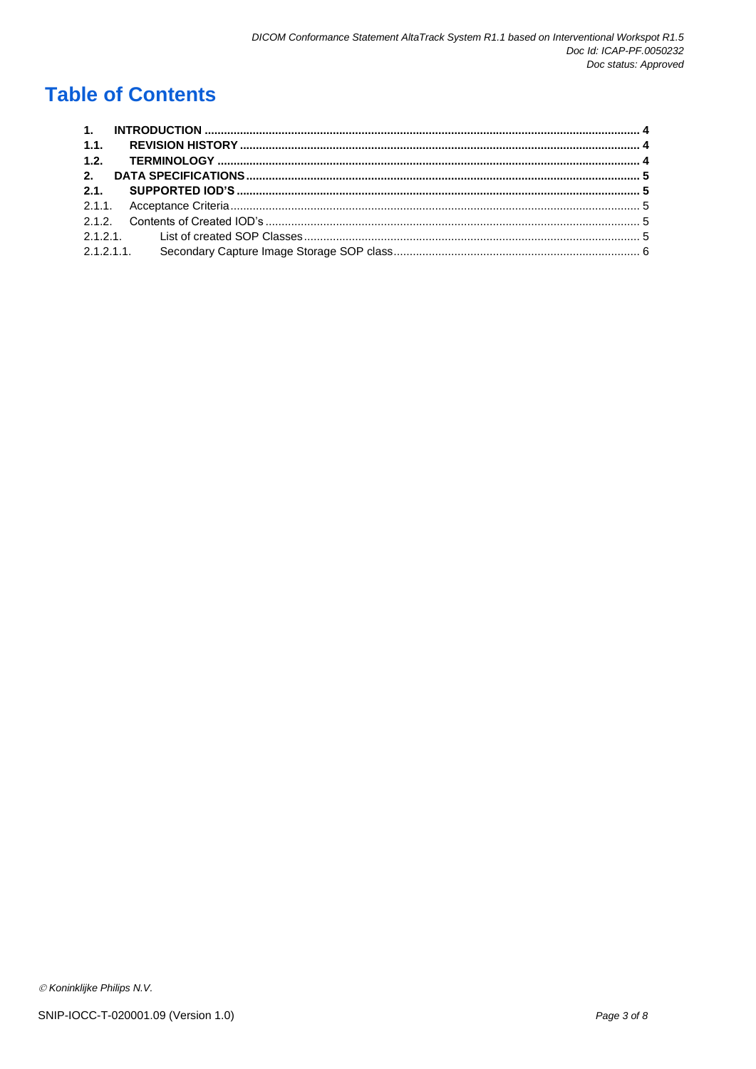# Table of Contents

**1. INTRODUCTION** ..... **4**
**1.1. REVISION HISTORY** ..... **4**
**1.2. TERMINOLOGY** ..... **4**
**2. DATA SPECIFICATIONS** ..... **5**
**2.1. SUPPORTED IOD'S** ..... **5**
2.1.1. Acceptance Criteria ..... 5
2.1.2. Contents of Created IOD's ..... 5
2.1.2.1. List of created SOP Classes ..... 5
2.1.2.1.1. Secondary Capture Image Storage SOP class ..... 6

*© Koninklijke Philips N.V.*

SNIP-IOCC-T-020001.09 (Version 1.0)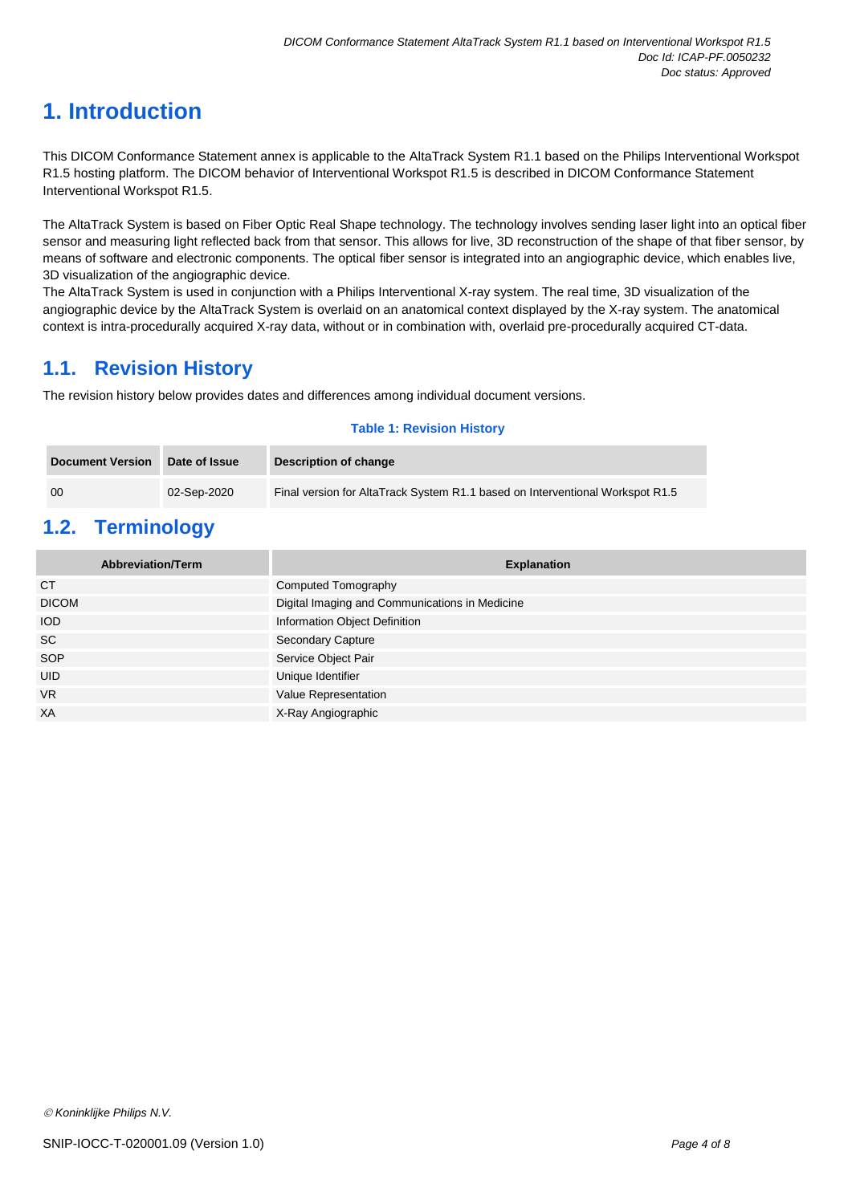# 1. Introduction

This DICOM Conformance Statement annex is applicable to the AltaTrack System R1.1 based on the Philips Interventional Workspot R1.5 hosting platform. The DICOM behavior of Interventional Workspot R1.5 is described in DICOM Conformance Statement Interventional Workspot R1.5.

The AltaTrack System is based on Fiber Optic Real Shape technology. The technology involves sending laser light into an optical fiber sensor and measuring light reflected back from that sensor. This allows for live, 3D reconstruction of the shape of that fiber sensor, by means of software and electronic components. The optical fiber sensor is integrated into an angiographic device, which enables live, 3D visualization of the angiographic device.
The AltaTrack System is used in conjunction with a Philips Interventional X-ray system. The real time, 3D visualization of the angiographic device by the AltaTrack System is overlaid on an anatomical context displayed by the X-ray system. The anatomical context is intra-procedurally acquired X-ray data, without or in combination with, overlaid pre-procedurally acquired CT-data.

## 1.1. Revision History

The revision history below provides dates and differences among individual document versions.

**Table 1: Revision History**

| Document Version | Date of Issue | Description of change |
|---|---|---|
| 00 | 02-Sep-2020 | Final version for AltaTrack System R1.1 based on Interventional Workspot R1.5 |

## 1.2. Terminology

| Abbreviation/Term | Explanation |
|---|---|
| CT | Computed Tomography |
| DICOM | Digital Imaging and Communications in Medicine |
| IOD | Information Object Definition |
| SC | Secondary Capture |
| SOP | Service Object Pair |
| UID | Unique Identifier |
| VR | Value Representation |
| XA | X-Ray Angiographic |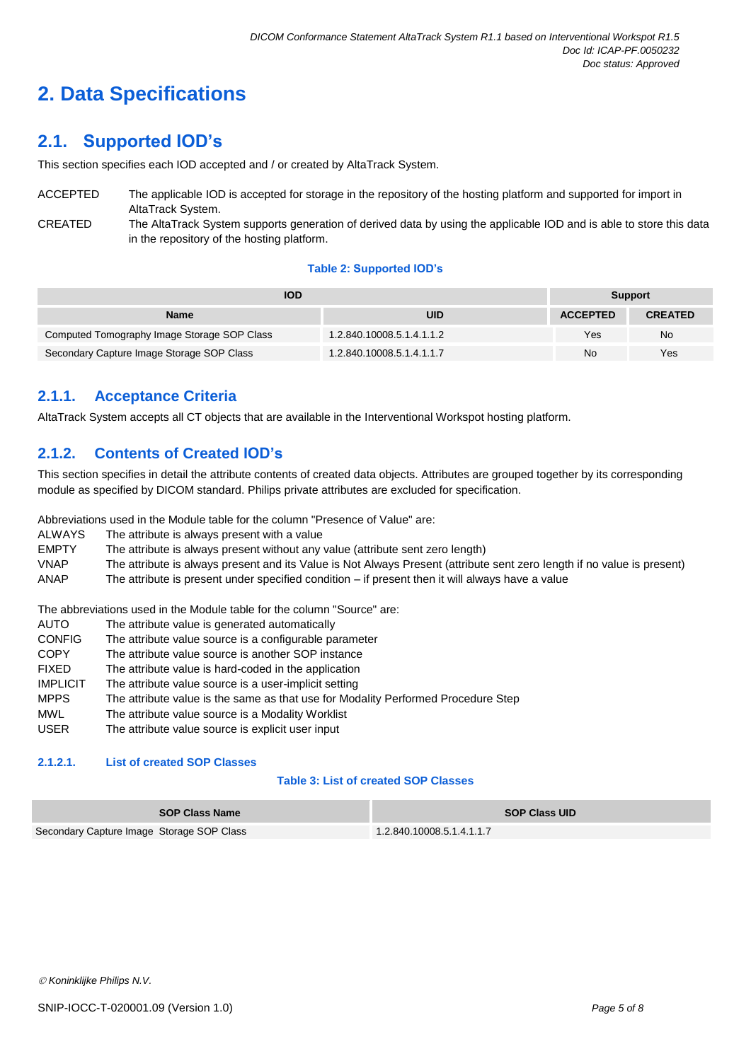# 2. Data Specifications

## 2.1. Supported IOD's

This section specifies each IOD accepted and / or created by AltaTrack System.

ACCEPTED — The applicable IOD is accepted for storage in the repository of the hosting platform and supported for import in AltaTrack System.

CREATED — The AltaTrack System supports generation of derived data by using the applicable IOD and is able to store this data in the repository of the hosting platform.

**Table 2: Supported IOD's**

| IOD | | Support | |
|---|---|---|---|
| **Name** | **UID** | **ACCEPTED** | **CREATED** |
| Computed Tomography Image Storage SOP Class | 1.2.840.10008.5.1.4.1.1.2 | Yes | No |
| Secondary Capture Image Storage SOP Class | 1.2.840.10008.5.1.4.1.1.7 | No | Yes |

### 2.1.1. Acceptance Criteria

AltaTrack System accepts all CT objects that are available in the Interventional Workspot hosting platform.

### 2.1.2. Contents of Created IOD's

This section specifies in detail the attribute contents of created data objects. Attributes are grouped together by its corresponding module as specified by DICOM standard. Philips private attributes are excluded for specification.

Abbreviations used in the Module table for the column "Presence of Value" are:

ALWAYS — The attribute is always present with a value
EMPTY — The attribute is always present without any value (attribute sent zero length)
VNAP — The attribute is always present and its Value is Not Always Present (attribute sent zero length if no value is present)
ANAP — The attribute is present under specified condition – if present then it will always have a value

The abbreviations used in the Module table for the column "Source" are:

AUTO — The attribute value is generated automatically
CONFIG — The attribute value source is a configurable parameter
COPY — The attribute value source is another SOP instance
FIXED — The attribute value is hard-coded in the application
IMPLICIT — The attribute value source is a user-implicit setting
MPPS — The attribute value is the same as that use for Modality Performed Procedure Step
MWL — The attribute value source is a Modality Worklist
USER — The attribute value source is explicit user input

#### 2.1.2.1. List of created SOP Classes

**Table 3: List of created SOP Classes**

| SOP Class Name | SOP Class UID |
|---|---|
| Secondary Capture Image Storage SOP Class | 1.2.840.10008.5.1.4.1.1.7 |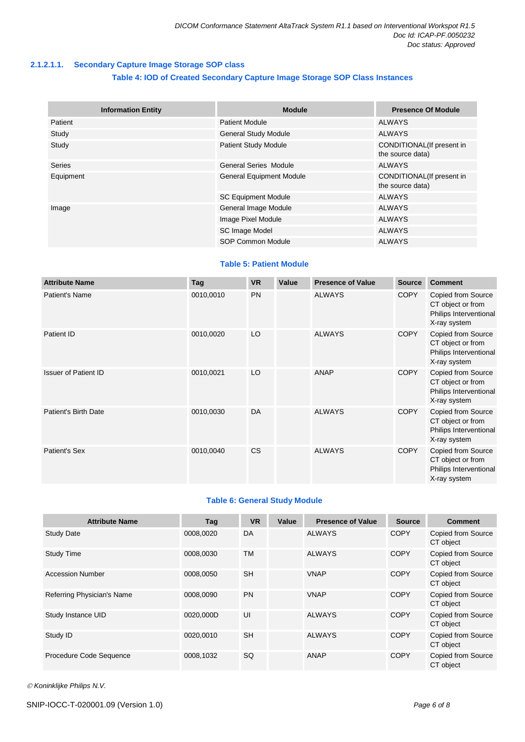#### 2.1.2.1.1. Secondary Capture Image Storage SOP class

**Table 4: IOD of Created Secondary Capture Image Storage SOP Class Instances**

| Information Entity | Module | Presence Of Module |
|---|---|---|
| Patient | Patient Module | ALWAYS |
| Study | General Study Module | ALWAYS |
| Study | Patient Study Module | CONDITIONAL(If present in the source data) |
| Series | General Series Module | ALWAYS |
| Equipment | General Equipment Module | CONDITIONAL(If present in the source data) |
| | SC Equipment Module | ALWAYS |
| Image | General Image Module | ALWAYS |
| | Image Pixel Module | ALWAYS |
| | SC Image Model | ALWAYS |
| | SOP Common Module | ALWAYS |

**Table 5: Patient Module**

| Attribute Name | Tag | VR | Value | Presence of Value | Source | Comment |
|---|---|---|---|---|---|---|
| Patient's Name | 0010,0010 | PN | | ALWAYS | COPY | Copied from Source CT object or from Philips Interventional X-ray system |
| Patient ID | 0010,0020 | LO | | ALWAYS | COPY | Copied from Source CT object or from Philips Interventional X-ray system |
| Issuer of Patient ID | 0010,0021 | LO | | ANAP | COPY | Copied from Source CT object or from Philips Interventional X-ray system |
| Patient's Birth Date | 0010,0030 | DA | | ALWAYS | COPY | Copied from Source CT object or from Philips Interventional X-ray system |
| Patient's Sex | 0010,0040 | CS | | ALWAYS | COPY | Copied from Source CT object or from Philips Interventional X-ray system |

**Table 6: General Study Module**

| Attribute Name | Tag | VR | Value | Presence of Value | Source | Comment |
|---|---|---|---|---|---|---|
| Study Date | 0008,0020 | DA | | ALWAYS | COPY | Copied from Source CT object |
| Study Time | 0008,0030 | TM | | ALWAYS | COPY | Copied from Source CT object |
| Accession Number | 0008,0050 | SH | | VNAP | COPY | Copied from Source CT object |
| Referring Physician's Name | 0008,0090 | PN | | VNAP | COPY | Copied from Source CT object |
| Study Instance UID | 0020,000D | UI | | ALWAYS | COPY | Copied from Source CT object |
| Study ID | 0020,0010 | SH | | ALWAYS | COPY | Copied from Source CT object |
| Procedure Code Sequence | 0008,1032 | SQ | | ANAP | COPY | Copied from Source CT object |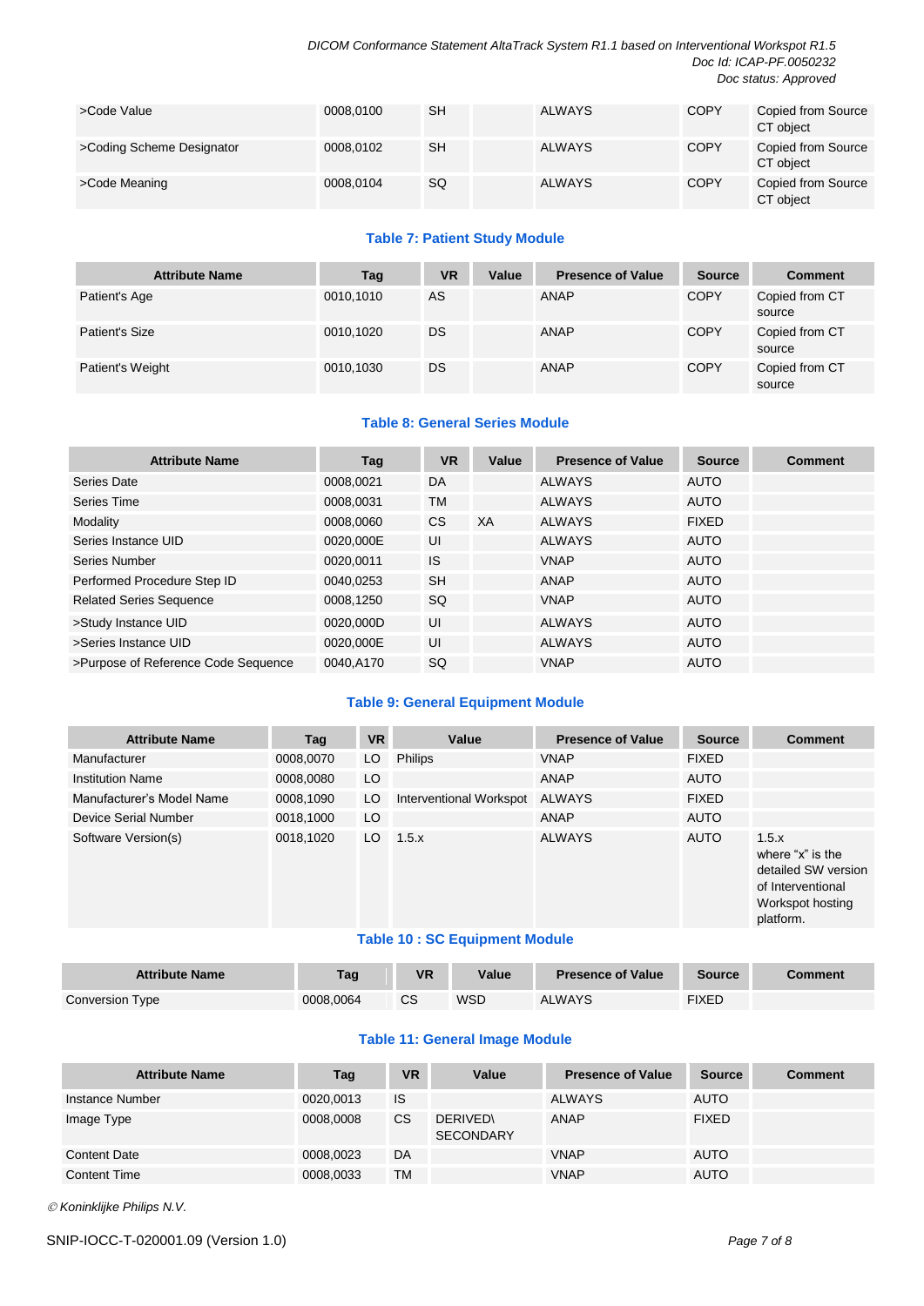| >Code Value | 0008,0100 | SH | | ALWAYS | COPY | Copied from Source CT object |
|---|---|---|---|---|---|---|
| >Coding Scheme Designator | 0008,0102 | SH | | ALWAYS | COPY | Copied from Source CT object |
| >Code Meaning | 0008,0104 | SQ | | ALWAYS | COPY | Copied from Source CT object |

**Table 7: Patient Study Module**

| Attribute Name | Tag | VR | Value | Presence of Value | Source | Comment |
|---|---|---|---|---|---|---|
| Patient's Age | 0010,1010 | AS | | ANAP | COPY | Copied from CT source |
| Patient's Size | 0010,1020 | DS | | ANAP | COPY | Copied from CT source |
| Patient's Weight | 0010,1030 | DS | | ANAP | COPY | Copied from CT source |

**Table 8: General Series Module**

| Attribute Name | Tag | VR | Value | Presence of Value | Source | Comment |
|---|---|---|---|---|---|---|
| Series Date | 0008,0021 | DA | | ALWAYS | AUTO | |
| Series Time | 0008,0031 | TM | | ALWAYS | AUTO | |
| Modality | 0008,0060 | CS | XA | ALWAYS | FIXED | |
| Series Instance UID | 0020,000E | UI | | ALWAYS | AUTO | |
| Series Number | 0020,0011 | IS | | VNAP | AUTO | |
| Performed Procedure Step ID | 0040,0253 | SH | | ANAP | AUTO | |
| Related Series Sequence | 0008,1250 | SQ | | VNAP | AUTO | |
| >Study Instance UID | 0020,000D | UI | | ALWAYS | AUTO | |
| >Series Instance UID | 0020,000E | UI | | ALWAYS | AUTO | |
| >Purpose of Reference Code Sequence | 0040,A170 | SQ | | VNAP | AUTO | |

**Table 9: General Equipment Module**

| Attribute Name | Tag | VR | Value | Presence of Value | Source | Comment |
|---|---|---|---|---|---|---|
| Manufacturer | 0008,0070 | LO | Philips | VNAP | FIXED | |
| Institution Name | 0008,0080 | LO | | ANAP | AUTO | |
| Manufacturer's Model Name | 0008,1090 | LO | Interventional Workspot | ALWAYS | FIXED | |
| Device Serial Number | 0018,1000 | LO | | ANAP | AUTO | |
| Software Version(s) | 0018,1020 | LO | 1.5.x | ALWAYS | AUTO | 1.5.x where "x" is the detailed SW version of Interventional Workspot hosting platform. |

**Table 10 : SC Equipment Module**

| Attribute Name | Tag | VR | Value | Presence of Value | Source | Comment |
|---|---|---|---|---|---|---|
| Conversion Type | 0008,0064 | CS | WSD | ALWAYS | FIXED | |

**Table 11: General Image Module**

| Attribute Name | Tag | VR | Value | Presence of Value | Source | Comment |
|---|---|---|---|---|---|---|
| Instance Number | 0020,0013 | IS | | ALWAYS | AUTO | |
| Image Type | 0008,0008 | CS | DERIVED\ SECONDARY | ANAP | FIXED | |
| Content Date | 0008,0023 | DA | | VNAP | AUTO | |
| Content Time | 0008,0033 | TM | | VNAP | AUTO | |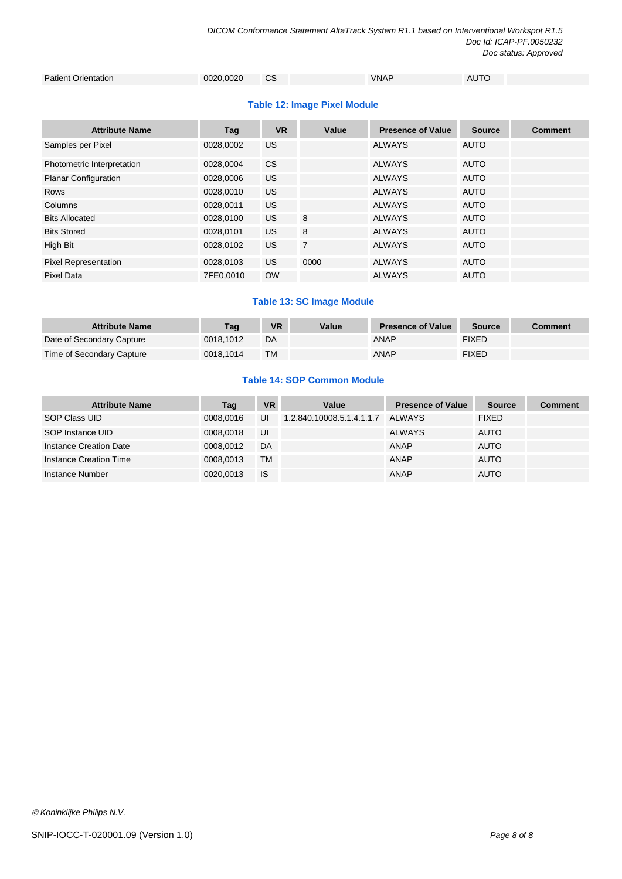| | | | | | | |
|---|---|---|---|---|---|---|
| Patient Orientation | 0020,0020 | CS | | VNAP | AUTO | |

**Table 12: Image Pixel Module**

| Attribute Name | Tag | VR | Value | Presence of Value | Source | Comment |
|---|---|---|---|---|---|---|
| Samples per Pixel | 0028,0002 | US | | ALWAYS | AUTO | |
| Photometric Interpretation | 0028,0004 | CS | | ALWAYS | AUTO | |
| Planar Configuration | 0028,0006 | US | | ALWAYS | AUTO | |
| Rows | 0028,0010 | US | | ALWAYS | AUTO | |
| Columns | 0028,0011 | US | | ALWAYS | AUTO | |
| Bits Allocated | 0028,0100 | US | 8 | ALWAYS | AUTO | |
| Bits Stored | 0028,0101 | US | 8 | ALWAYS | AUTO | |
| High Bit | 0028,0102 | US | 7 | ALWAYS | AUTO | |
| Pixel Representation | 0028,0103 | US | 0000 | ALWAYS | AUTO | |
| Pixel Data | 7FE0,0010 | OW | | ALWAYS | AUTO | |

**Table 13: SC Image Module**

| Attribute Name | Tag | VR | Value | Presence of Value | Source | Comment |
|---|---|---|---|---|---|---|
| Date of Secondary Capture | 0018,1012 | DA | | ANAP | FIXED | |
| Time of Secondary Capture | 0018,1014 | TM | | ANAP | FIXED | |

**Table 14: SOP Common Module**

| Attribute Name | Tag | VR | Value | Presence of Value | Source | Comment |
|---|---|---|---|---|---|---|
| SOP Class UID | 0008,0016 | UI | 1.2.840.10008.5.1.4.1.1.7 | ALWAYS | FIXED | |
| SOP Instance UID | 0008,0018 | UI | | ALWAYS | AUTO | |
| Instance Creation Date | 0008,0012 | DA | | ANAP | AUTO | |
| Instance Creation Time | 0008,0013 | TM | | ANAP | AUTO | |
| Instance Number | 0020,0013 | IS | | ANAP | AUTO | |